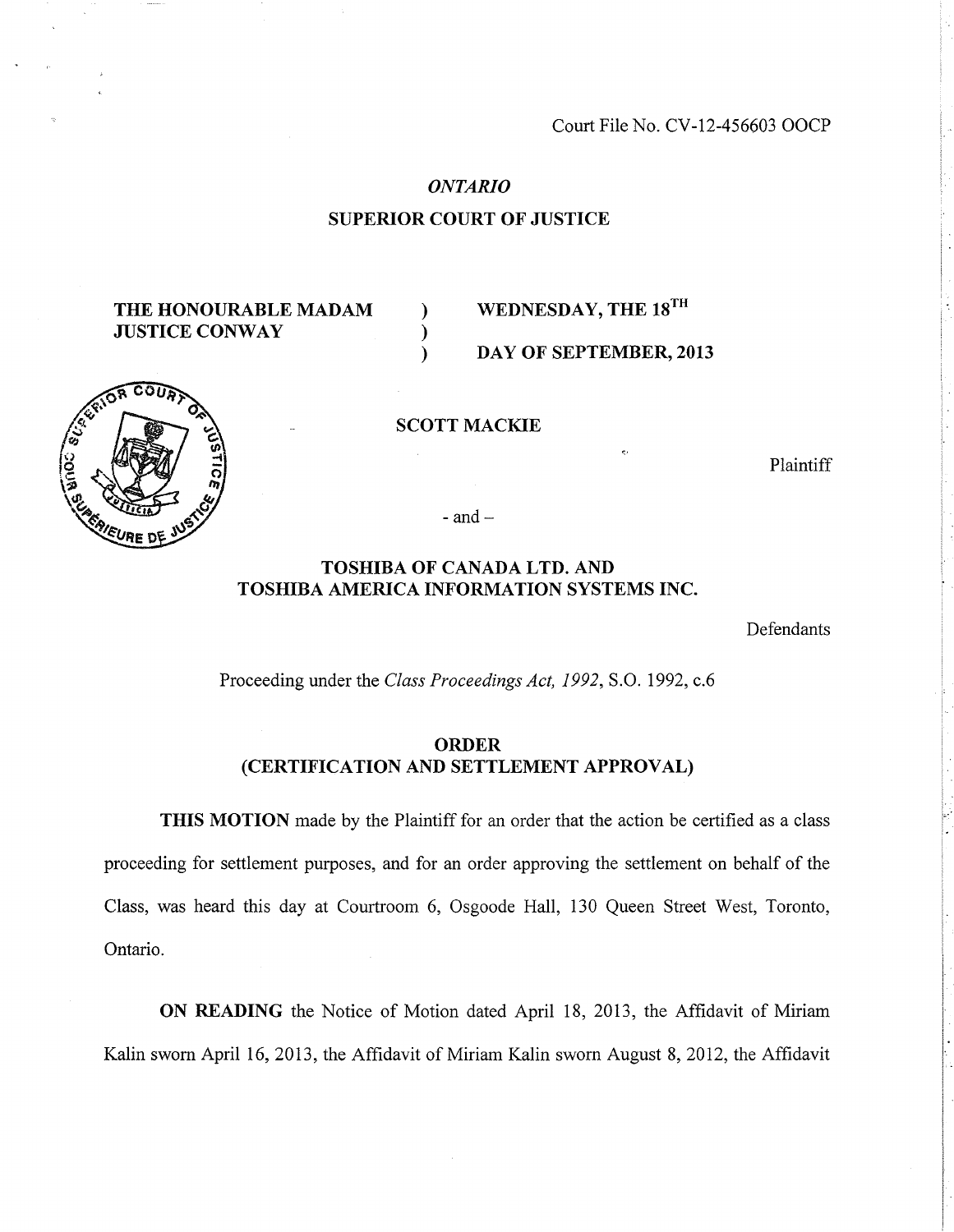Court File No. CV-12-456603 OOCP

*ONTARIO*

**SUPERIOR COURT OF JUSTICE**

| | | |
|---|---|---|
| **THE HONOURABLE MADAM JUSTICE CONWAY** | ) | **WEDNESDAY, THE 18TH** |
| | ) | |
| | ) | **DAY OF SEPTEMBER, 2013** |

**SCOTT MACKIE**

Plaintiff

- and –

**TOSHIBA OF CANADA LTD. AND TOSHIBA AMERICA INFORMATION SYSTEMS INC.**

Defendants

Proceeding under the *Class Proceedings Act, 1992*, S.O. 1992, c.6

**ORDER**
**(CERTIFICATION AND SETTLEMENT APPROVAL)**

**THIS MOTION** made by the Plaintiff for an order that the action be certified as a class proceeding for settlement purposes, and for an order approving the settlement on behalf of the Class, was heard this day at Courtroom 6, Osgoode Hall, 130 Queen Street West, Toronto, Ontario.

**ON READING** the Notice of Motion dated April 18, 2013, the Affidavit of Miriam Kalin sworn April 16, 2013, the Affidavit of Miriam Kalin sworn August 8, 2012, the Affidavit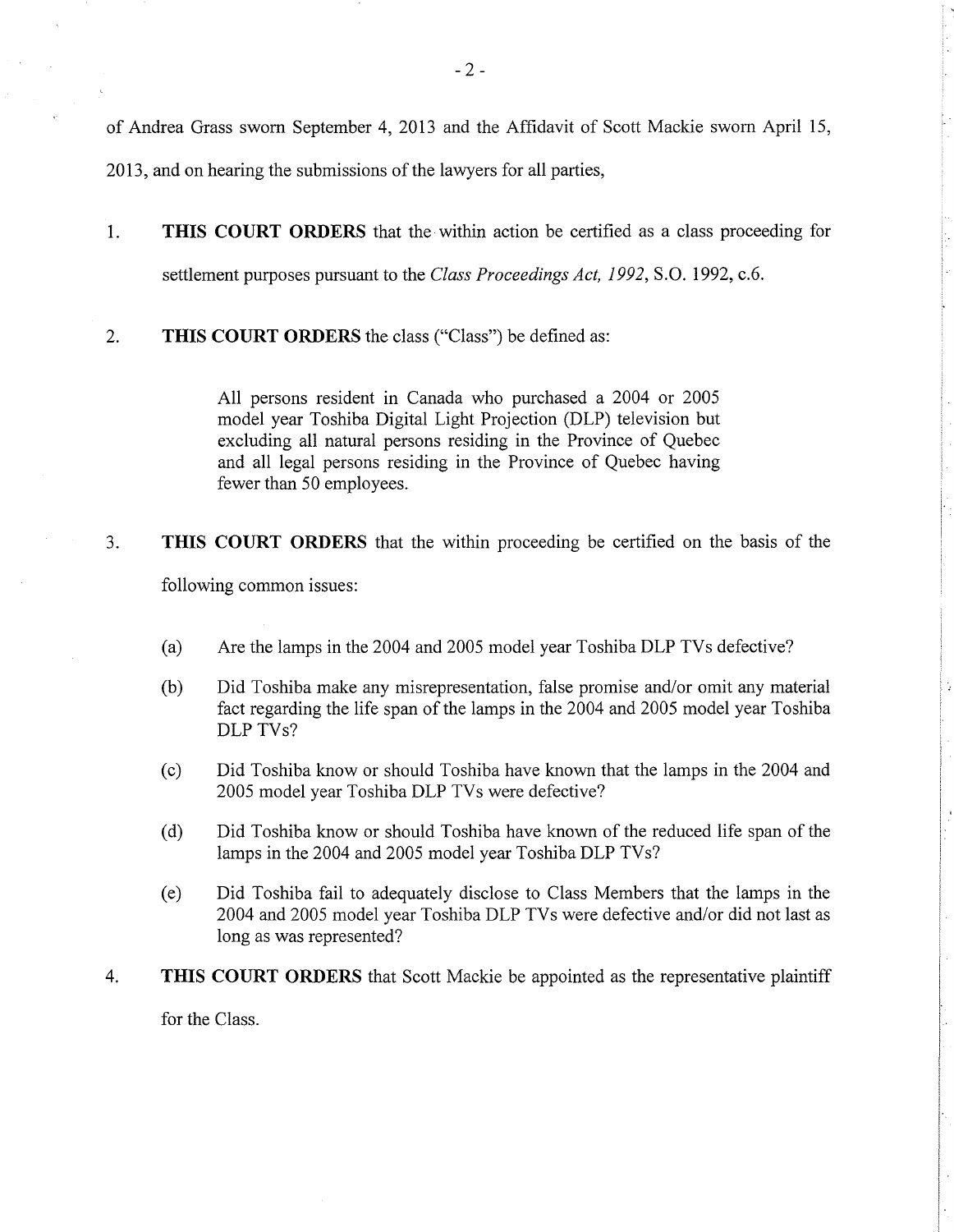of Andrea Grass sworn September 4, 2013 and the Affidavit of Scott Mackie sworn April 15, 2013, and on hearing the submissions of the lawyers for all parties,

1. **THIS COURT ORDERS** that the within action be certified as a class proceeding for settlement purposes pursuant to the *Class Proceedings Act, 1992*, S.O. 1992, c.6.

2. **THIS COURT ORDERS** the class ("Class") be defined as:

   > All persons resident in Canada who purchased a 2004 or 2005 model year Toshiba Digital Light Projection (DLP) television but excluding all natural persons residing in the Province of Quebec and all legal persons residing in the Province of Quebec having fewer than 50 employees.

3. **THIS COURT ORDERS** that the within proceeding be certified on the basis of the following common issues:

   (a) Are the lamps in the 2004 and 2005 model year Toshiba DLP TVs defective?

   (b) Did Toshiba make any misrepresentation, false promise and/or omit any material fact regarding the life span of the lamps in the 2004 and 2005 model year Toshiba DLP TVs?

   (c) Did Toshiba know or should Toshiba have known that the lamps in the 2004 and 2005 model year Toshiba DLP TVs were defective?

   (d) Did Toshiba know or should Toshiba have known of the reduced life span of the lamps in the 2004 and 2005 model year Toshiba DLP TVs?

   (e) Did Toshiba fail to adequately disclose to Class Members that the lamps in the 2004 and 2005 model year Toshiba DLP TVs were defective and/or did not last as long as was represented?

4. **THIS COURT ORDERS** that Scott Mackie be appointed as the representative plaintiff for the Class.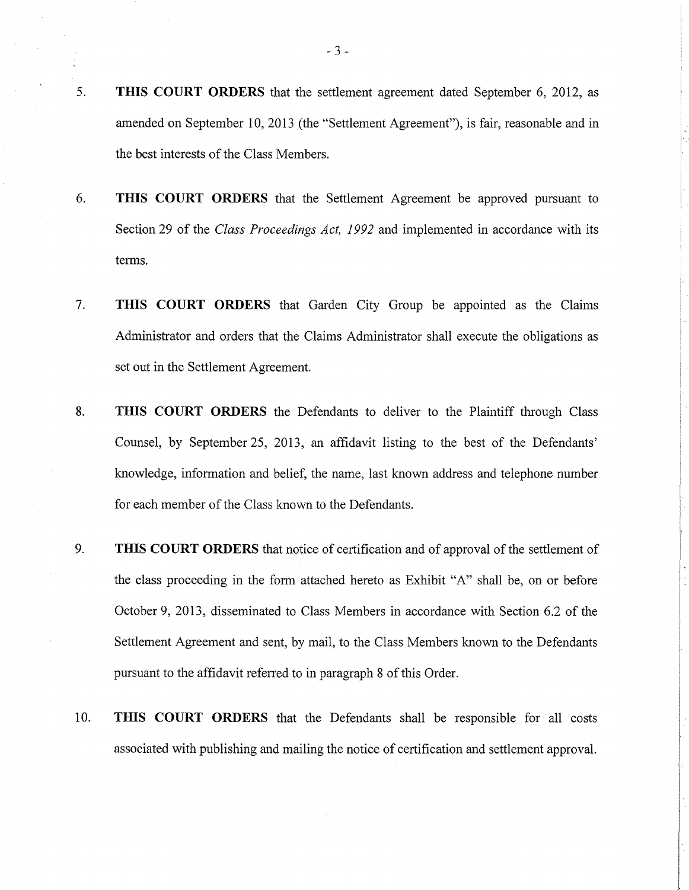5. **THIS COURT ORDERS** that the settlement agreement dated September 6, 2012, as amended on September 10, 2013 (the "Settlement Agreement"), is fair, reasonable and in the best interests of the Class Members.

6. **THIS COURT ORDERS** that the Settlement Agreement be approved pursuant to Section 29 of the *Class Proceedings Act, 1992* and implemented in accordance with its terms.

7. **THIS COURT ORDERS** that Garden City Group be appointed as the Claims Administrator and orders that the Claims Administrator shall execute the obligations as set out in the Settlement Agreement.

8. **THIS COURT ORDERS** the Defendants to deliver to the Plaintiff through Class Counsel, by September 25, 2013, an affidavit listing to the best of the Defendants' knowledge, information and belief, the name, last known address and telephone number for each member of the Class known to the Defendants.

9. **THIS COURT ORDERS** that notice of certification and of approval of the settlement of the class proceeding in the form attached hereto as Exhibit "A" shall be, on or before October 9, 2013, disseminated to Class Members in accordance with Section 6.2 of the Settlement Agreement and sent, by mail, to the Class Members known to the Defendants pursuant to the affidavit referred to in paragraph 8 of this Order.

10. **THIS COURT ORDERS** that the Defendants shall be responsible for all costs associated with publishing and mailing the notice of certification and settlement approval.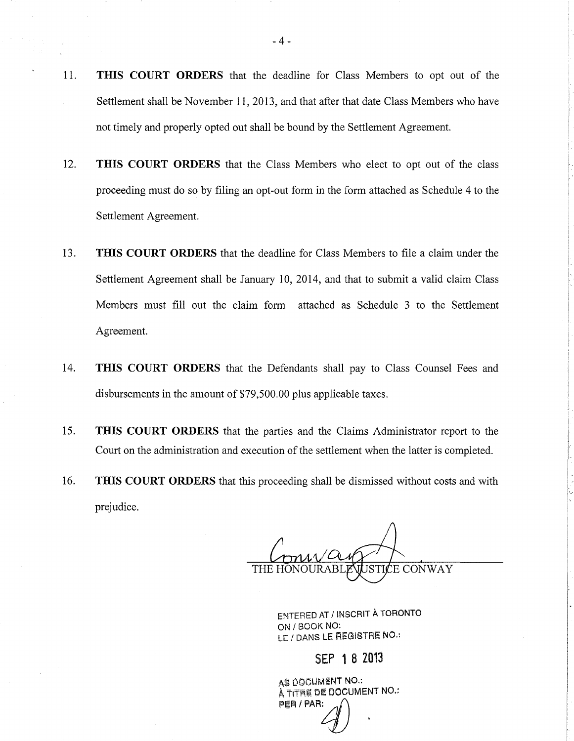11. **THIS COURT ORDERS** that the deadline for Class Members to opt out of the Settlement shall be November 11, 2013, and that after that date Class Members who have not timely and properly opted out shall be bound by the Settlement Agreement.

12. **THIS COURT ORDERS** that the Class Members who elect to opt out of the class proceeding must do so by filing an opt-out form in the form attached as Schedule 4 to the Settlement Agreement.

13. **THIS COURT ORDERS** that the deadline for Class Members to file a claim under the Settlement Agreement shall be January 10, 2014, and that to submit a valid claim Class Members must fill out the claim form attached as Schedule 3 to the Settlement Agreement.

14. **THIS COURT ORDERS** that the Defendants shall pay to Class Counsel Fees and disbursements in the amount of $79,500.00 plus applicable taxes.

15. **THIS COURT ORDERS** that the parties and the Claims Administrator report to the Court on the administration and execution of the settlement when the latter is completed.

16. **THIS COURT ORDERS** that this proceeding shall be dismissed without costs and with prejudice.

THE HONOURABLE JUSTICE CONWAY

ENTERED AT / INSCRIT À TORONTO
ON / BOOK NO:
LE / DANS LE REGISTRE NO.:

SEP 18 2013

AS DOCUMENT NO.:
À TITRE DE DOCUMENT NO.:
PER / PAR: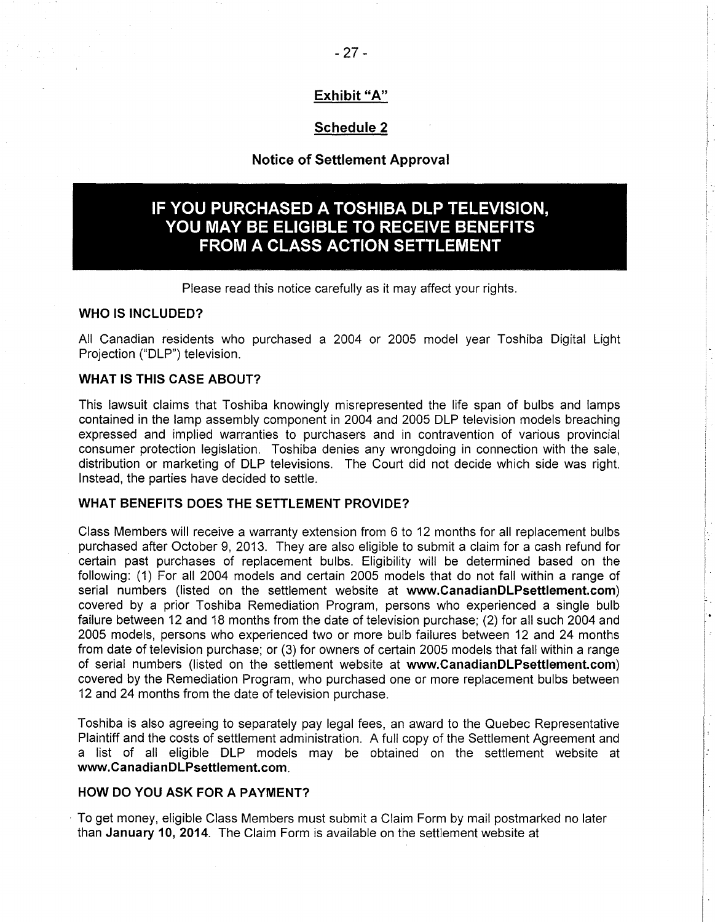## Exhibit "A"

## Schedule 2

### Notice of Settlement Approval

# IF YOU PURCHASED A TOSHIBA DLP TELEVISION, YOU MAY BE ELIGIBLE TO RECEIVE BENEFITS FROM A CLASS ACTION SETTLEMENT

Please read this notice carefully as it may affect your rights.

**WHO IS INCLUDED?**

All Canadian residents who purchased a 2004 or 2005 model year Toshiba Digital Light Projection ("DLP") television.

**WHAT IS THIS CASE ABOUT?**

This lawsuit claims that Toshiba knowingly misrepresented the life span of bulbs and lamps contained in the lamp assembly component in 2004 and 2005 DLP television models breaching expressed and implied warranties to purchasers and in contravention of various provincial consumer protection legislation. Toshiba denies any wrongdoing in connection with the sale, distribution or marketing of DLP televisions. The Court did not decide which side was right. Instead, the parties have decided to settle.

**WHAT BENEFITS DOES THE SETTLEMENT PROVIDE?**

Class Members will receive a warranty extension from 6 to 12 months for all replacement bulbs purchased after October 9, 2013. They are also eligible to submit a claim for a cash refund for certain past purchases of replacement bulbs. Eligibility will be determined based on the following: (1) For all 2004 models and certain 2005 models that do not fall within a range of serial numbers (listed on the settlement website at **www.CanadianDLPsettlement.com**) covered by a prior Toshiba Remediation Program, persons who experienced a single bulb failure between 12 and 18 months from the date of television purchase; (2) for all such 2004 and 2005 models, persons who experienced two or more bulb failures between 12 and 24 months from date of television purchase; or (3) for owners of certain 2005 models that fall within a range of serial numbers (listed on the settlement website at **www.CanadianDLPsettlement.com**) covered by the Remediation Program, who purchased one or more replacement bulbs between 12 and 24 months from the date of television purchase.

Toshiba is also agreeing to separately pay legal fees, an award to the Quebec Representative Plaintiff and the costs of settlement administration. A full copy of the Settlement Agreement and a list of all eligible DLP models may be obtained on the settlement website at **www.CanadianDLPsettlement.com**.

**HOW DO YOU ASK FOR A PAYMENT?**

To get money, eligible Class Members must submit a Claim Form by mail postmarked no later than **January 10, 2014**. The Claim Form is available on the settlement website at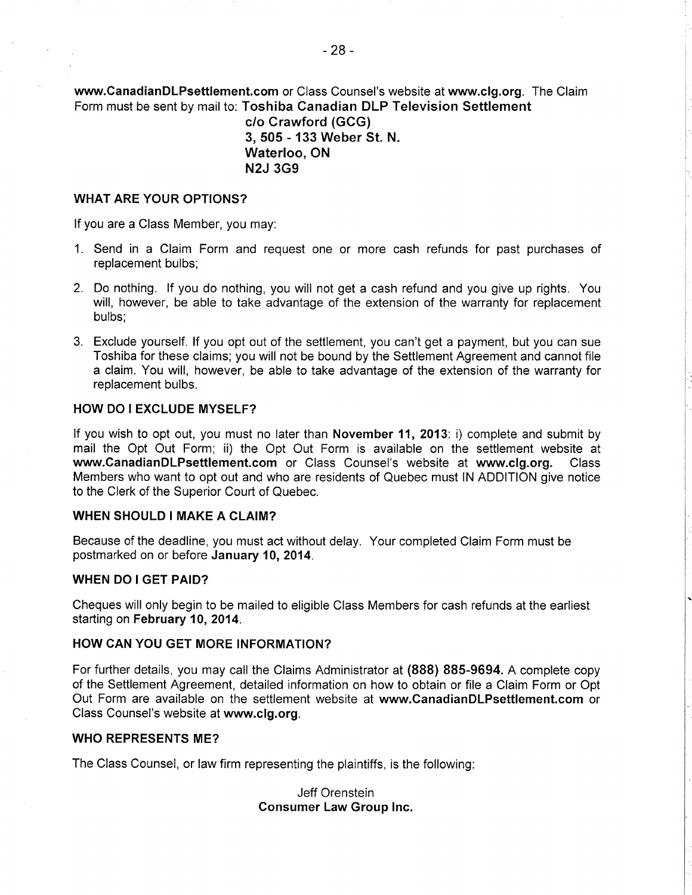**www.CanadianDLPsettlement.com** or Class Counsel's website at **www.clg.org**. The Claim Form must be sent by mail to: **Toshiba Canadian DLP Television Settlement**
**c/o Crawford (GCG)**
**3, 505 - 133 Weber St. N.**
**Waterloo, ON**
**N2J 3G9**

**WHAT ARE YOUR OPTIONS?**

If you are a Class Member, you may:

1. Send in a Claim Form and request one or more cash refunds for past purchases of replacement bulbs;
2. Do nothing. If you do nothing, you will not get a cash refund and you give up rights. You will, however, be able to take advantage of the extension of the warranty for replacement bulbs;
3. Exclude yourself. If you opt out of the settlement, you can't get a payment, but you can sue Toshiba for these claims; you will not be bound by the Settlement Agreement and cannot file a claim. You will, however, be able to take advantage of the extension of the warranty for replacement bulbs.

**HOW DO I EXCLUDE MYSELF?**

If you wish to opt out, you must no later than **November 11, 2013**: i) complete and submit by mail the Opt Out Form; ii) the Opt Out Form is available on the settlement website at **www.CanadianDLPsettlement.com** or Class Counsel's website at **www.clg.org.** Class Members who want to opt out and who are residents of Quebec must IN ADDITION give notice to the Clerk of the Superior Court of Quebec.

**WHEN SHOULD I MAKE A CLAIM?**

Because of the deadline, you must act without delay. Your completed Claim Form must be postmarked on or before **January 10, 2014**.

**WHEN DO I GET PAID?**

Cheques will only begin to be mailed to eligible Class Members for cash refunds at the earliest starting on **February 10, 2014**.

**HOW CAN YOU GET MORE INFORMATION?**

For further details, you may call the Claims Administrator at **(888) 885-9694.** A complete copy of the Settlement Agreement, detailed information on how to obtain or file a Claim Form or Opt Out Form are available on the settlement website at **www.CanadianDLPsettlement.com** or Class Counsel's website at **www.clg.org**.

**WHO REPRESENTS ME?**

The Class Counsel, or law firm representing the plaintiffs, is the following:

Jeff Orenstein
**Consumer Law Group Inc.**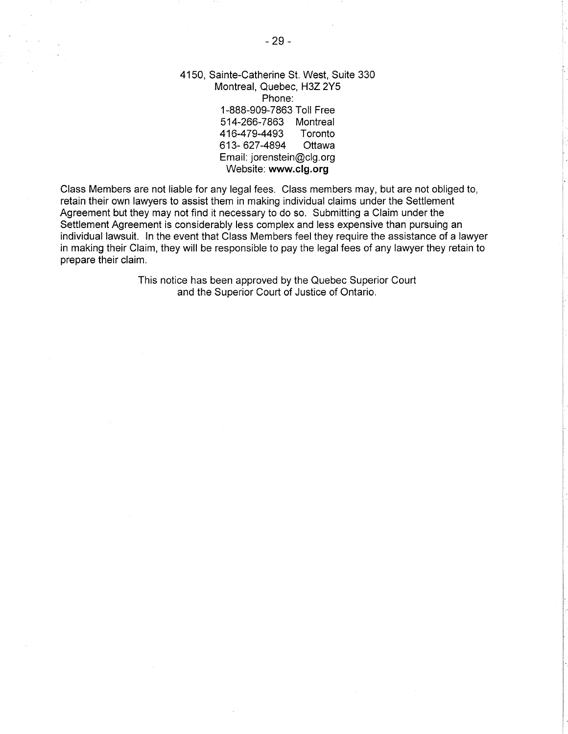4150, Sainte-Catherine St. West, Suite 330
Montreal, Quebec, H3Z 2Y5
Phone:
1-888-909-7863 Toll Free
514-266-7863 Montreal
416-479-4493 Toronto
613- 627-4894 Ottawa
Email: jorenstein@clg.org
Website: **www.clg.org**

Class Members are not liable for any legal fees. Class members may, but are not obliged to, retain their own lawyers to assist them in making individual claims under the Settlement Agreement but they may not find it necessary to do so. Submitting a Claim under the Settlement Agreement is considerably less complex and less expensive than pursuing an individual lawsuit. In the event that Class Members feel they require the assistance of a lawyer in making their Claim, they will be responsible to pay the legal fees of any lawyer they retain to prepare their claim.

This notice has been approved by the Quebec Superior Court and the Superior Court of Justice of Ontario.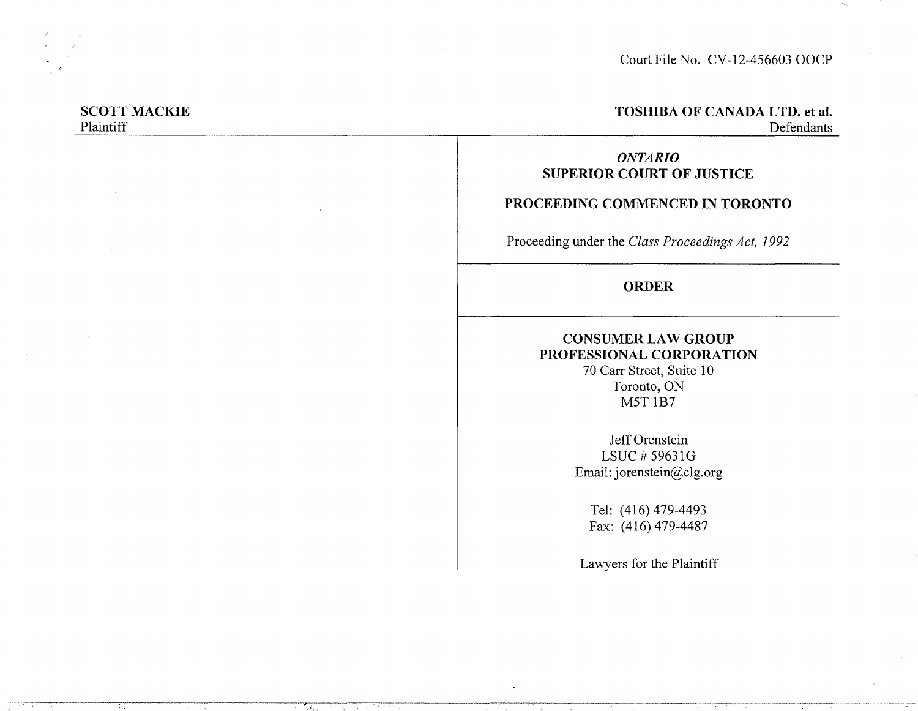Court File No. CV-12-456603 OOCP

**SCOTT MACKIE**
Plaintiff

**TOSHIBA OF CANADA LTD. et al.**
Defendants

*ONTARIO*
**SUPERIOR COURT OF JUSTICE**

**PROCEEDING COMMENCED IN TORONTO**

Proceeding under the *Class Proceedings Act, 1992*

**ORDER**

**CONSUMER LAW GROUP PROFESSIONAL CORPORATION**
70 Carr Street, Suite 10
Toronto, ON
M5T 1B7

Jeff Orenstein
LSUC # 59631G
Email: jorenstein@clg.org

Tel: (416) 479-4493
Fax: (416) 479-4487

Lawyers for the Plaintiff